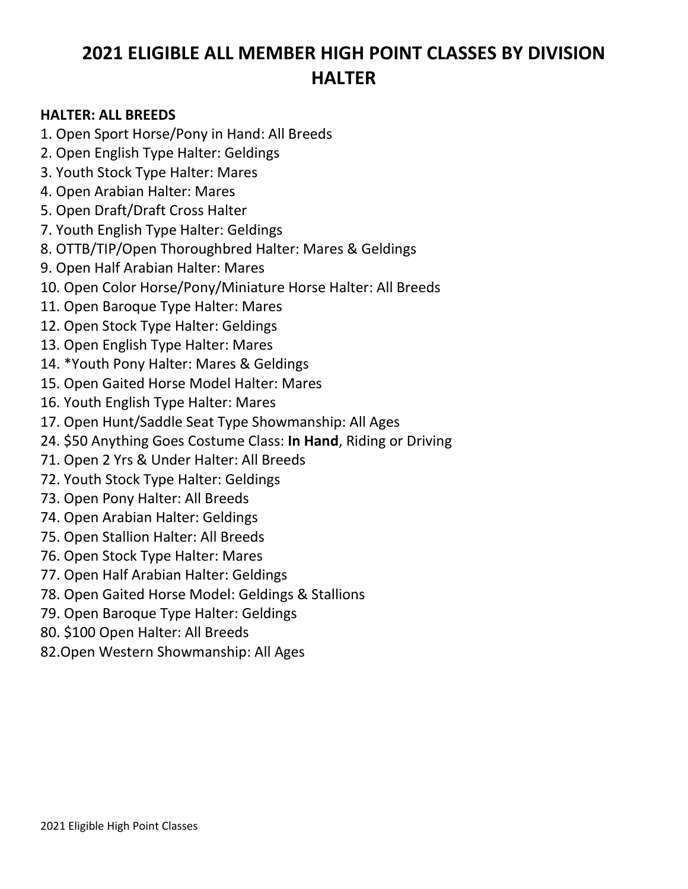# 2021 ELIGIBLE ALL MEMBER HIGH POINT CLASSES BY DIVISION
# HALTER

**HALTER: ALL BREEDS**

1. Open Sport Horse/Pony in Hand: All Breeds
2. Open English Type Halter: Geldings
3. Youth Stock Type Halter: Mares
4. Open Arabian Halter: Mares
5. Open Draft/Draft Cross Halter
7. Youth English Type Halter: Geldings
8. OTTB/TIP/Open Thoroughbred Halter: Mares & Geldings
9. Open Half Arabian Halter: Mares
10. Open Color Horse/Pony/Miniature Horse Halter: All Breeds
11. Open Baroque Type Halter: Mares
12. Open Stock Type Halter: Geldings
13. Open English Type Halter: Mares
14. *Youth Pony Halter: Mares & Geldings
15. Open Gaited Horse Model Halter: Mares
16. Youth English Type Halter: Mares
17. Open Hunt/Saddle Seat Type Showmanship: All Ages
24. $50 Anything Goes Costume Class: **In Hand**, Riding or Driving
71. Open 2 Yrs & Under Halter: All Breeds
72. Youth Stock Type Halter: Geldings
73. Open Pony Halter: All Breeds
74. Open Arabian Halter: Geldings
75. Open Stallion Halter: All Breeds
76. Open Stock Type Halter: Mares
77. Open Half Arabian Halter: Geldings
78. Open Gaited Horse Model: Geldings & Stallions
79. Open Baroque Type Halter: Geldings
80. $100 Open Halter: All Breeds
82. Open Western Showmanship: All Ages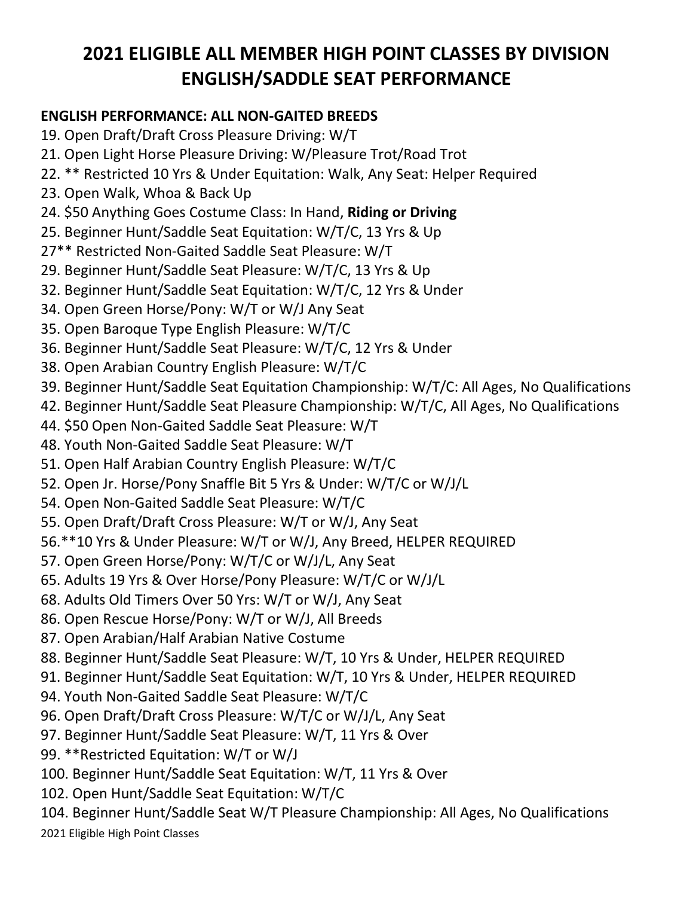# 2021 ELIGIBLE ALL MEMBER HIGH POINT CLASSES BY DIVISION
# ENGLISH/SADDLE SEAT PERFORMANCE

**ENGLISH PERFORMANCE: ALL NON-GAITED BREEDS**

19. Open Draft/Draft Cross Pleasure Driving: W/T
21. Open Light Horse Pleasure Driving: W/Pleasure Trot/Road Trot
22. ** Restricted 10 Yrs & Under Equitation: Walk, Any Seat: Helper Required
23. Open Walk, Whoa & Back Up
24. $50 Anything Goes Costume Class: In Hand, **Riding or Driving**
25. Beginner Hunt/Saddle Seat Equitation: W/T/C, 13 Yrs & Up
27** Restricted Non-Gaited Saddle Seat Pleasure: W/T
29. Beginner Hunt/Saddle Seat Pleasure: W/T/C, 13 Yrs & Up
32. Beginner Hunt/Saddle Seat Equitation: W/T/C, 12 Yrs & Under
34. Open Green Horse/Pony: W/T or W/J Any Seat
35. Open Baroque Type English Pleasure: W/T/C
36. Beginner Hunt/Saddle Seat Pleasure: W/T/C, 12 Yrs & Under
38. Open Arabian Country English Pleasure: W/T/C
39. Beginner Hunt/Saddle Seat Equitation Championship: W/T/C: All Ages, No Qualifications
42. Beginner Hunt/Saddle Seat Pleasure Championship: W/T/C, All Ages, No Qualifications
44. $50 Open Non-Gaited Saddle Seat Pleasure: W/T
48. Youth Non-Gaited Saddle Seat Pleasure: W/T
51. Open Half Arabian Country English Pleasure: W/T/C
52. Open Jr. Horse/Pony Snaffle Bit 5 Yrs & Under: W/T/C or W/J/L
54. Open Non-Gaited Saddle Seat Pleasure: W/T/C
55. Open Draft/Draft Cross Pleasure: W/T or W/J, Any Seat
56.**10 Yrs & Under Pleasure: W/T or W/J, Any Breed, HELPER REQUIRED
57. Open Green Horse/Pony: W/T/C or W/J/L, Any Seat
65. Adults 19 Yrs & Over Horse/Pony Pleasure: W/T/C or W/J/L
68. Adults Old Timers Over 50 Yrs: W/T or W/J, Any Seat
86. Open Rescue Horse/Pony: W/T or W/J, All Breeds
87. Open Arabian/Half Arabian Native Costume
88. Beginner Hunt/Saddle Seat Pleasure: W/T, 10 Yrs & Under, HELPER REQUIRED
91. Beginner Hunt/Saddle Seat Equitation: W/T, 10 Yrs & Under, HELPER REQUIRED
94. Youth Non-Gaited Saddle Seat Pleasure: W/T/C
96. Open Draft/Draft Cross Pleasure: W/T/C or W/J/L, Any Seat
97. Beginner Hunt/Saddle Seat Pleasure: W/T, 11 Yrs & Over
99. **Restricted Equitation: W/T or W/J
100. Beginner Hunt/Saddle Seat Equitation: W/T, 11 Yrs & Over
102. Open Hunt/Saddle Seat Equitation: W/T/C
104. Beginner Hunt/Saddle Seat W/T Pleasure Championship: All Ages, No Qualifications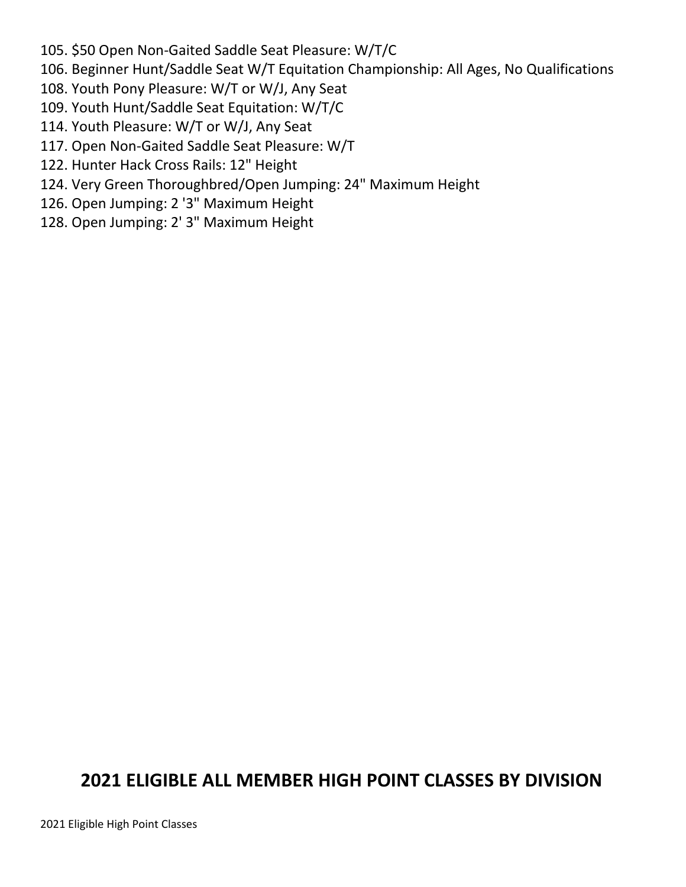105. $50 Open Non-Gaited Saddle Seat Pleasure: W/T/C
106. Beginner Hunt/Saddle Seat W/T Equitation Championship: All Ages, No Qualifications
108. Youth Pony Pleasure: W/T or W/J, Any Seat
109. Youth Hunt/Saddle Seat Equitation: W/T/C
114. Youth Pleasure: W/T or W/J, Any Seat
117. Open Non-Gaited Saddle Seat Pleasure: W/T
122. Hunter Hack Cross Rails: 12" Height
124. Very Green Thoroughbred/Open Jumping: 24" Maximum Height
126. Open Jumping: 2 '3" Maximum Height
128. Open Jumping: 2' 3" Maximum Height

## 2021 ELIGIBLE ALL MEMBER HIGH POINT CLASSES BY DIVISION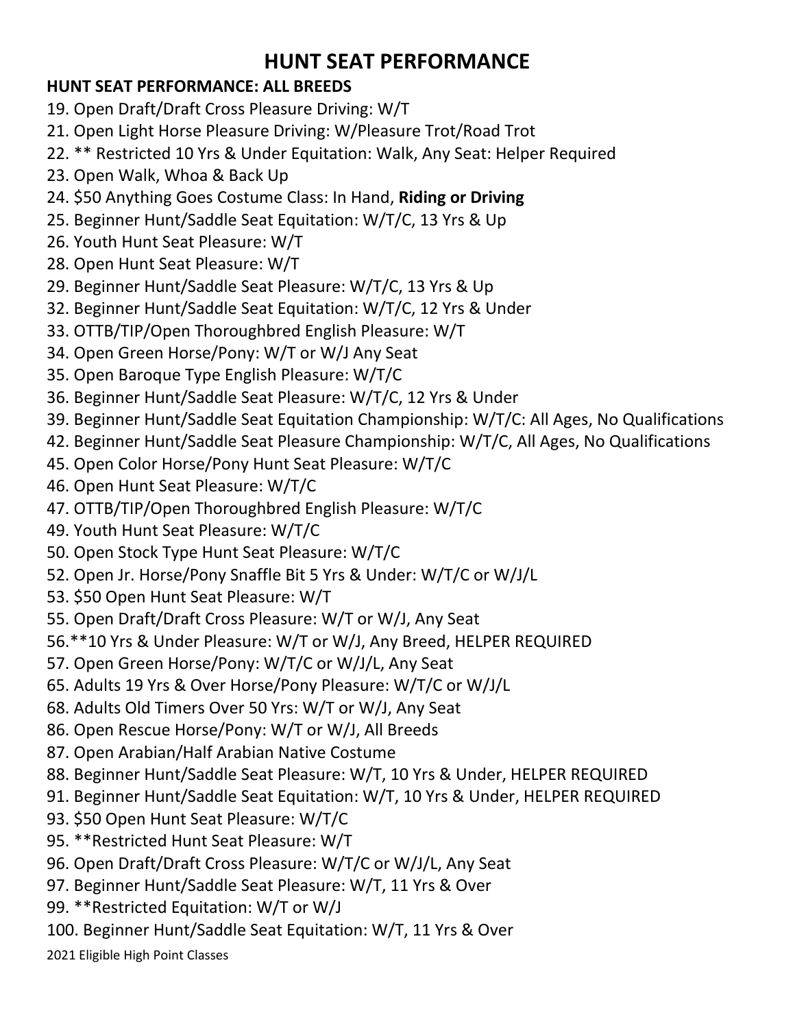# HUNT SEAT PERFORMANCE

**HUNT SEAT PERFORMANCE: ALL BREEDS**

19. Open Draft/Draft Cross Pleasure Driving: W/T
21. Open Light Horse Pleasure Driving: W/Pleasure Trot/Road Trot
22. ** Restricted 10 Yrs & Under Equitation: Walk, Any Seat: Helper Required
23. Open Walk, Whoa & Back Up
24. $50 Anything Goes Costume Class: In Hand, **Riding or Driving**
25. Beginner Hunt/Saddle Seat Equitation: W/T/C, 13 Yrs & Up
26. Youth Hunt Seat Pleasure: W/T
28. Open Hunt Seat Pleasure: W/T
29. Beginner Hunt/Saddle Seat Pleasure: W/T/C, 13 Yrs & Up
32. Beginner Hunt/Saddle Seat Equitation: W/T/C, 12 Yrs & Under
33. OTTB/TIP/Open Thoroughbred English Pleasure: W/T
34. Open Green Horse/Pony: W/T or W/J Any Seat
35. Open Baroque Type English Pleasure: W/T/C
36. Beginner Hunt/Saddle Seat Pleasure: W/T/C, 12 Yrs & Under
39. Beginner Hunt/Saddle Seat Equitation Championship: W/T/C: All Ages, No Qualifications
42. Beginner Hunt/Saddle Seat Pleasure Championship: W/T/C, All Ages, No Qualifications
45. Open Color Horse/Pony Hunt Seat Pleasure: W/T/C
46. Open Hunt Seat Pleasure: W/T/C
47. OTTB/TIP/Open Thoroughbred English Pleasure: W/T/C
49. Youth Hunt Seat Pleasure: W/T/C
50. Open Stock Type Hunt Seat Pleasure: W/T/C
52. Open Jr. Horse/Pony Snaffle Bit 5 Yrs & Under: W/T/C or W/J/L
53. $50 Open Hunt Seat Pleasure: W/T
55. Open Draft/Draft Cross Pleasure: W/T or W/J, Any Seat
56. **10 Yrs & Under Pleasure: W/T or W/J, Any Breed, HELPER REQUIRED
57. Open Green Horse/Pony: W/T/C or W/J/L, Any Seat
65. Adults 19 Yrs & Over Horse/Pony Pleasure: W/T/C or W/J/L
68. Adults Old Timers Over 50 Yrs: W/T or W/J, Any Seat
86. Open Rescue Horse/Pony: W/T or W/J, All Breeds
87. Open Arabian/Half Arabian Native Costume
88. Beginner Hunt/Saddle Seat Pleasure: W/T, 10 Yrs & Under, HELPER REQUIRED
91. Beginner Hunt/Saddle Seat Equitation: W/T, 10 Yrs & Under, HELPER REQUIRED
93. $50 Open Hunt Seat Pleasure: W/T/C
95. **Restricted Hunt Seat Pleasure: W/T
96. Open Draft/Draft Cross Pleasure: W/T/C or W/J/L, Any Seat
97. Beginner Hunt/Saddle Seat Pleasure: W/T, 11 Yrs & Over
99. **Restricted Equitation: W/T or W/J
100. Beginner Hunt/Saddle Seat Equitation: W/T, 11 Yrs & Over

2021 Eligible High Point Classes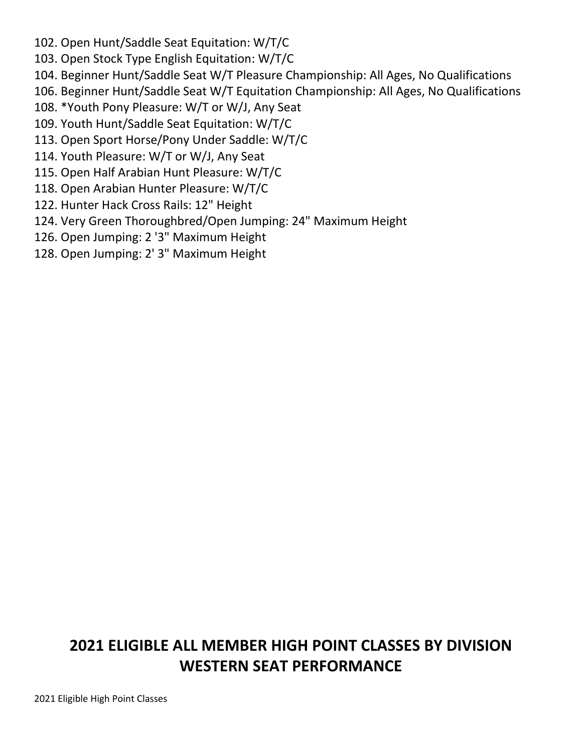102. Open Hunt/Saddle Seat Equitation: W/T/C
103. Open Stock Type English Equitation: W/T/C
104. Beginner Hunt/Saddle Seat W/T Pleasure Championship: All Ages, No Qualifications
106. Beginner Hunt/Saddle Seat W/T Equitation Championship: All Ages, No Qualifications
108. *Youth Pony Pleasure: W/T or W/J, Any Seat
109. Youth Hunt/Saddle Seat Equitation: W/T/C
113. Open Sport Horse/Pony Under Saddle: W/T/C
114. Youth Pleasure: W/T or W/J, Any Seat
115. Open Half Arabian Hunt Pleasure: W/T/C
118. Open Arabian Hunter Pleasure: W/T/C
122. Hunter Hack Cross Rails: 12" Height
124. Very Green Thoroughbred/Open Jumping: 24" Maximum Height
126. Open Jumping: 2 '3" Maximum Height
128. Open Jumping: 2' 3" Maximum Height

## 2021 ELIGIBLE ALL MEMBER HIGH POINT CLASSES BY DIVISION
## WESTERN SEAT PERFORMANCE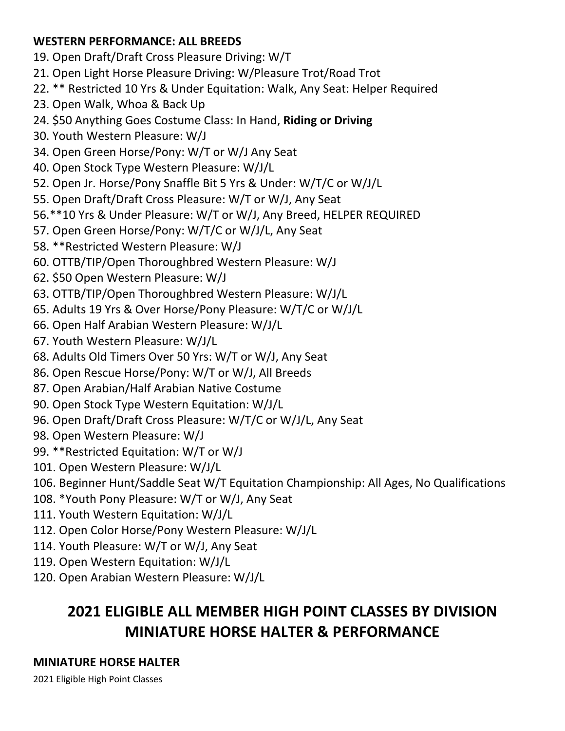**WESTERN PERFORMANCE: ALL BREEDS**

19. Open Draft/Draft Cross Pleasure Driving: W/T
21. Open Light Horse Pleasure Driving: W/Pleasure Trot/Road Trot
22. ** Restricted 10 Yrs & Under Equitation: Walk, Any Seat: Helper Required
23. Open Walk, Whoa & Back Up
24. $50 Anything Goes Costume Class: In Hand, **Riding or Driving**
30. Youth Western Pleasure: W/J
34. Open Green Horse/Pony: W/T or W/J Any Seat
40. Open Stock Type Western Pleasure: W/J/L
52. Open Jr. Horse/Pony Snaffle Bit 5 Yrs & Under: W/T/C or W/J/L
55. Open Draft/Draft Cross Pleasure: W/T or W/J, Any Seat
56. **10 Yrs & Under Pleasure: W/T or W/J, Any Breed, HELPER REQUIRED
57. Open Green Horse/Pony: W/T/C or W/J/L, Any Seat
58. **Restricted Western Pleasure: W/J
60. OTTB/TIP/Open Thoroughbred Western Pleasure: W/J
62. $50 Open Western Pleasure: W/J
63. OTTB/TIP/Open Thoroughbred Western Pleasure: W/J/L
65. Adults 19 Yrs & Over Horse/Pony Pleasure: W/T/C or W/J/L
66. Open Half Arabian Western Pleasure: W/J/L
67. Youth Western Pleasure: W/J/L
68. Adults Old Timers Over 50 Yrs: W/T or W/J, Any Seat
86. Open Rescue Horse/Pony: W/T or W/J, All Breeds
87. Open Arabian/Half Arabian Native Costume
90. Open Stock Type Western Equitation: W/J/L
96. Open Draft/Draft Cross Pleasure: W/T/C or W/J/L, Any Seat
98. Open Western Pleasure: W/J
99. **Restricted Equitation: W/T or W/J
101. Open Western Pleasure: W/J/L
106. Beginner Hunt/Saddle Seat W/T Equitation Championship: All Ages, No Qualifications
108. *Youth Pony Pleasure: W/T or W/J, Any Seat
111. Youth Western Equitation: W/J/L
112. Open Color Horse/Pony Western Pleasure: W/J/L
114. Youth Pleasure: W/T or W/J, Any Seat
119. Open Western Equitation: W/J/L
120. Open Arabian Western Pleasure: W/J/L

## 2021 ELIGIBLE ALL MEMBER HIGH POINT CLASSES BY DIVISION MINIATURE HORSE HALTER & PERFORMANCE

**MINIATURE HORSE HALTER**

2021 Eligible High Point Classes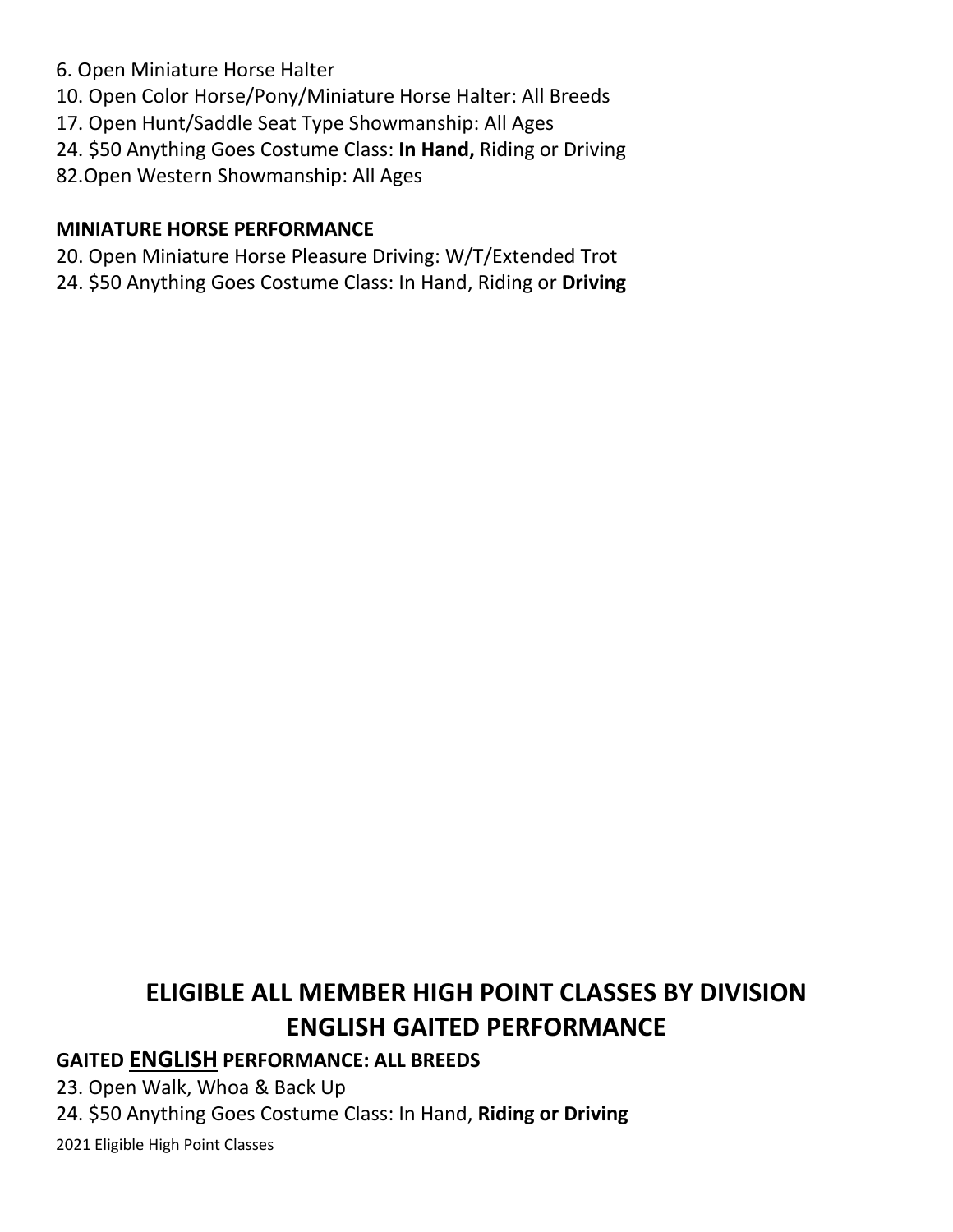6. Open Miniature Horse Halter
10. Open Color Horse/Pony/Miniature Horse Halter: All Breeds
17. Open Hunt/Saddle Seat Type Showmanship: All Ages
24. $50 Anything Goes Costume Class: **In Hand,** Riding or Driving
82. Open Western Showmanship: All Ages

**MINIATURE HORSE PERFORMANCE**

20. Open Miniature Horse Pleasure Driving: W/T/Extended Trot
24. $50 Anything Goes Costume Class: In Hand, Riding or **Driving**

## ELIGIBLE ALL MEMBER HIGH POINT CLASSES BY DIVISION
## ENGLISH GAITED PERFORMANCE

**GAITED ENGLISH PERFORMANCE: ALL BREEDS**

23. Open Walk, Whoa & Back Up
24. $50 Anything Goes Costume Class: In Hand, **Riding or Driving**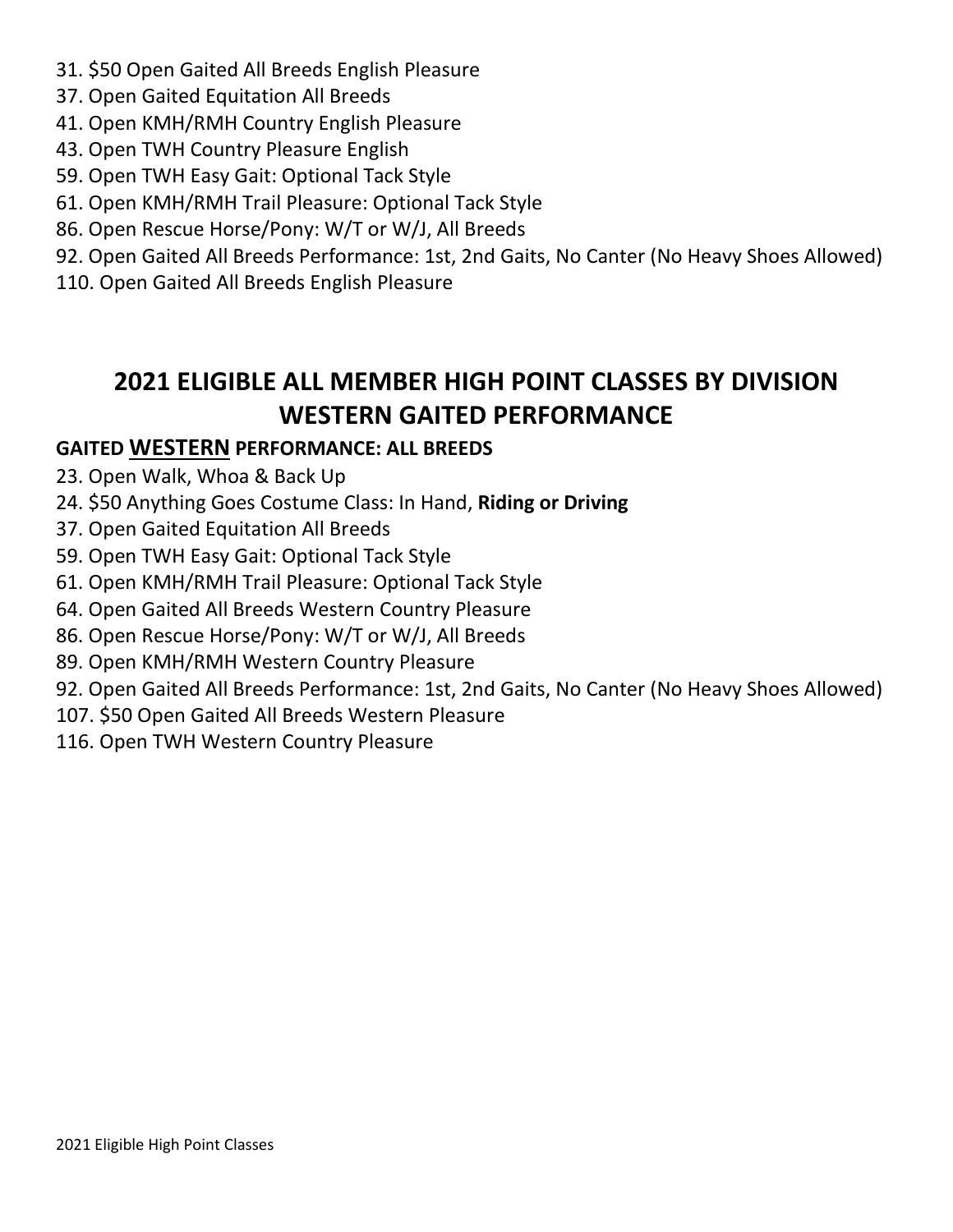31. $50 Open Gaited All Breeds English Pleasure
37. Open Gaited Equitation All Breeds
41. Open KMH/RMH Country English Pleasure
43. Open TWH Country Pleasure English
59. Open TWH Easy Gait: Optional Tack Style
61. Open KMH/RMH Trail Pleasure: Optional Tack Style
86. Open Rescue Horse/Pony: W/T or W/J, All Breeds
92. Open Gaited All Breeds Performance: 1st, 2nd Gaits, No Canter (No Heavy Shoes Allowed)
110. Open Gaited All Breeds English Pleasure

# 2021 ELIGIBLE ALL MEMBER HIGH POINT CLASSES BY DIVISION WESTERN GAITED PERFORMANCE

### GAITED WESTERN PERFORMANCE: ALL BREEDS

23. Open Walk, Whoa & Back Up
24. $50 Anything Goes Costume Class: In Hand, **Riding or Driving**
37. Open Gaited Equitation All Breeds
59. Open TWH Easy Gait: Optional Tack Style
61. Open KMH/RMH Trail Pleasure: Optional Tack Style
64. Open Gaited All Breeds Western Country Pleasure
86. Open Rescue Horse/Pony: W/T or W/J, All Breeds
89. Open KMH/RMH Western Country Pleasure
92. Open Gaited All Breeds Performance: 1st, 2nd Gaits, No Canter (No Heavy Shoes Allowed)
107. $50 Open Gaited All Breeds Western Pleasure
116. Open TWH Western Country Pleasure